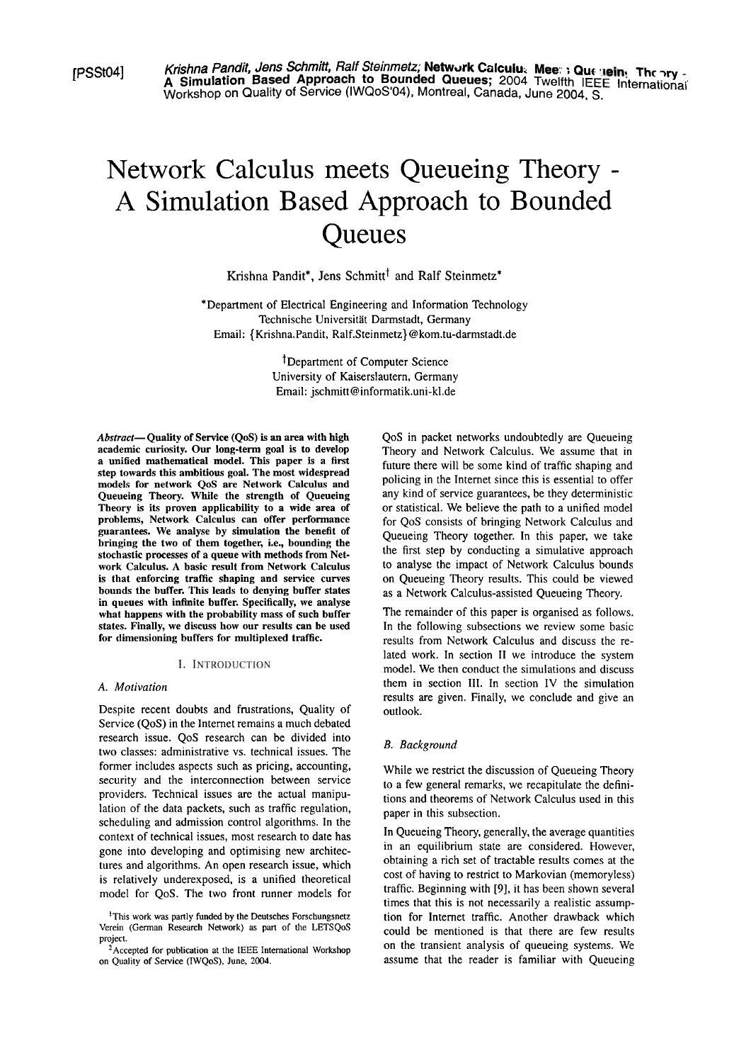[PSSt04] *Krishna Pandit, Jens Schmitt, Ralf Steinmetz;* **Network Calculus Meets Queueing Theory - A Simulation Based Approach to Bounded Queues;** 2004 Twelfth IEEE International Workshop on Quality of Service (IWQoS'04), Montreal, Canada, June 2004. S.

# Network Calculus meets Queueing Theory - A Simulation Based Approach to Bounded Queues

Krishna Pandit*, Jens Schmitt† and Ralf Steinmetz*

*Department of Electrical Engineering and Information Technology
Technische Universität Darmstadt, Germany
Email: {Krishna.Pandit, Ralf.Steinmetz}@kom.tu-darmstadt.de

†Department of Computer Science
University of Kaiserslautern, Germany
Email: jschmitt@informatik.uni-kl.de

***Abstract*— Quality of Service (QoS) is an area with high academic curiosity. Our long-term goal is to develop a unified mathematical model. This paper is a first step towards this ambitious goal. The most widespread models for network QoS are Network Calculus and Queueing Theory. While the strength of Queueing Theory is its proven applicability to a wide area of problems, Network Calculus can offer performance guarantees. We analyse by simulation the benefit of bringing the two of them together, i.e., bounding the stochastic processes of a queue with methods from Network Calculus. A basic result from Network Calculus is that enforcing traffic shaping and service curves bounds the buffer. This leads to denying buffer states in queues with infinite buffer. Specifically, we analyse what happens with the probability mass of such buffer states. Finally, we discuss how our results can be used for dimensioning buffers for multiplexed traffic.**

## I. Introduction

### A. Motivation

Despite recent doubts and frustrations, Quality of Service (QoS) in the Internet remains a much debated research issue. QoS research can be divided into two classes: administrative vs. technical issues. The former includes aspects such as pricing, accounting, security and the interconnection between service providers. Technical issues are the actual manipulation of the data packets, such as traffic regulation, scheduling and admission control algorithms. In the context of technical issues, most research to date has gone into developing and optimising new architectures and algorithms. An open research issue, which is relatively underexposed, is a unified theoretical model for QoS. The two front runner models for QoS in packet networks undoubtedly are Queueing Theory and Network Calculus. We assume that in future there will be some kind of traffic shaping and policing in the Internet since this is essential to offer any kind of service guarantees, be they deterministic or statistical. We believe the path to a unified model for QoS consists of bringing Network Calculus and Queueing Theory together. In this paper, we take the first step by conducting a simulative approach to analyse the impact of Network Calculus bounds on Queueing Theory results. This could be viewed as a Network Calculus-assisted Queueing Theory.

The remainder of this paper is organised as follows. In the following subsections we review some basic results from Network Calculus and discuss the related work. In section II we introduce the system model. We then conduct the simulations and discuss them in section III. In section IV the simulation results are given. Finally, we conclude and give an outlook.

### B. Background

While we restrict the discussion of Queueing Theory to a few general remarks, we recapitulate the definitions and theorems of Network Calculus used in this paper in this subsection.

In Queueing Theory, generally, the average quantities in an equilibrium state are considered. However, obtaining a rich set of tractable results comes at the cost of having to restrict to Markovian (memoryless) traffic. Beginning with [9], it has been shown several times that this is not necessarily a realistic assumption for Internet traffic. Another drawback which could be mentioned is that there are few results on the transient analysis of queueing systems. We assume that the reader is familiar with Queueing

[1]This work was partly funded by the Deutsches Forschungsnetz Verein (German Research Network) as part of the LETSQoS project.

[2]Accepted for publication at the IEEE International Workshop on Quality of Service (IWQoS), June, 2004.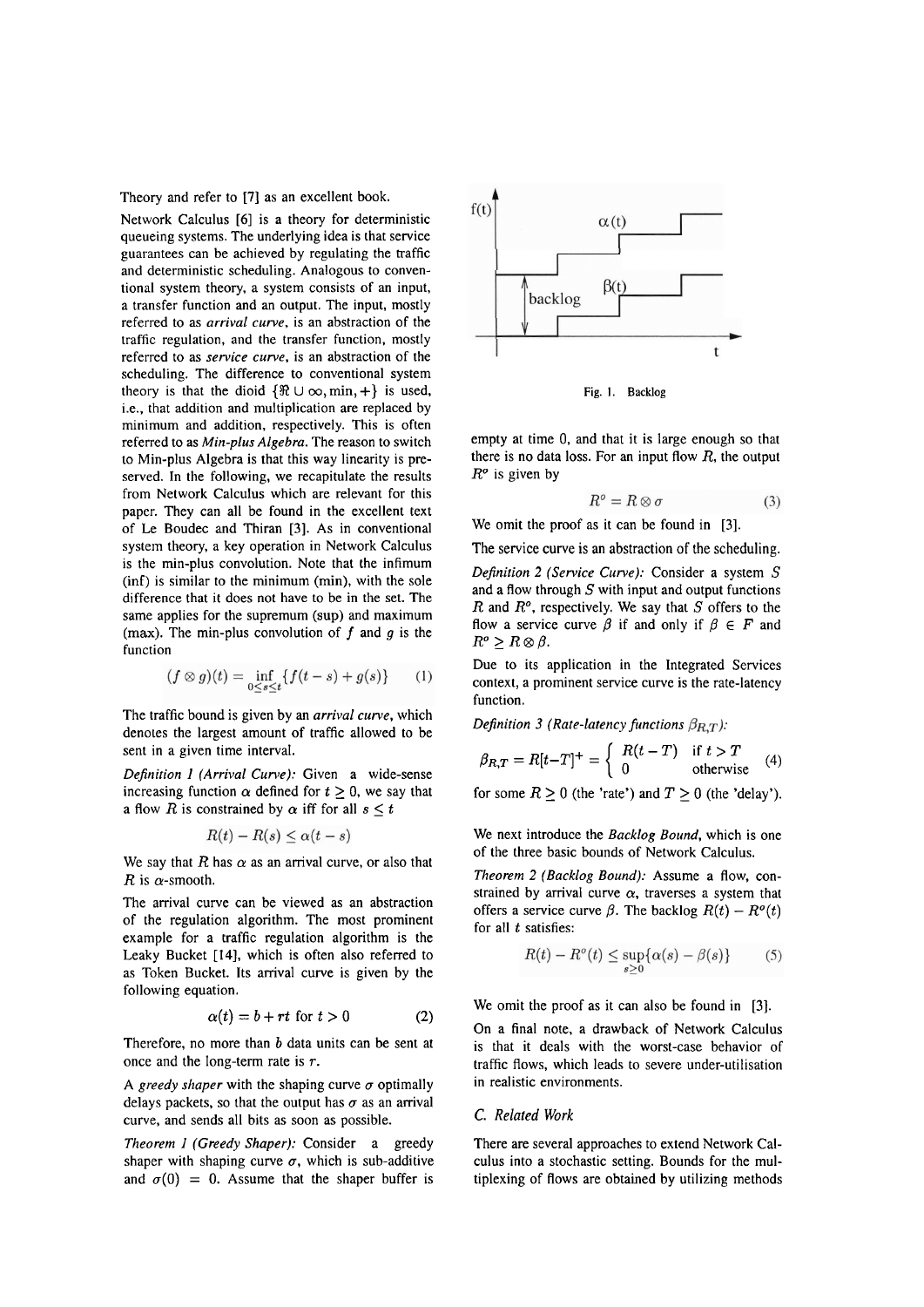Theory and refer to [7] as an excellent book.

Network Calculus [6] is a theory for deterministic queueing systems. The underlying idea is that service guarantees can be achieved by regulating the traffic and deterministic scheduling. Analogous to conventional system theory, a system consists of an input, a transfer function and an output. The input, mostly referred to as *arrival curve*, is an abstraction of the traffic regulation, and the transfer function, mostly referred to as *service curve*, is an abstraction of the scheduling. The difference to conventional system theory is that the dioid $\{\Re \cup \infty, \min, +\}$ is used, i.e., that addition and multiplication are replaced by minimum and addition, respectively. This is often referred to as *Min-plus Algebra*. The reason to switch to Min-plus Algebra is that this way linearity is preserved. In the following, we recapitulate the results from Network Calculus which are relevant for this paper. They can all be found in the excellent text of Le Boudec and Thiran [3]. As in conventional system theory, a key operation in Network Calculus is the min-plus convolution. Note that the infimum (inf) is similar to the minimum (min), with the sole difference that it does not have to be in the set. The same applies for the supremum (sup) and maximum (max). The min-plus convolution of $f$ and $g$ is the function

$$(f \otimes g)(t) = \inf_{0 \le s \le t} \{f(t-s) + g(s)\} \qquad (1)$$

The traffic bound is given by an *arrival curve*, which denotes the largest amount of traffic allowed to be sent in a given time interval.

*Definition 1 (Arrival Curve):* Given a wide-sense increasing function $\alpha$ defined for $t \ge 0$, we say that a flow $R$ is constrained by $\alpha$ iff for all $s \le t$

$$R(t) - R(s) \le \alpha(t-s)$$

We say that $R$ has $\alpha$ as an arrival curve, or also that $R$ is $\alpha$-smooth.

The arrival curve can be viewed as an abstraction of the regulation algorithm. The most prominent example for a traffic regulation algorithm is the Leaky Bucket [14], which is often also referred to as Token Bucket. Its arrival curve is given by the following equation.

$$\alpha(t) = b + rt \text{ for } t > 0 \qquad (2)$$

Therefore, no more than $b$ data units can be sent at once and the long-term rate is $r$.

A *greedy shaper* with the shaping curve $\sigma$ optimally delays packets, so that the output has $\sigma$ as an arrival curve, and sends all bits as soon as possible.

*Theorem 1 (Greedy Shaper):* Consider a greedy shaper with shaping curve $\sigma$, which is sub-additive and $\sigma(0) = 0$. Assume that the shaper buffer is empty at time 0, and that it is large enough so that there is no data loss. For an input flow $R$, the output $R^o$ is given by

$$R^o = R \otimes \sigma \qquad (3)$$

We omit the proof as it can be found in [3].

The service curve is an abstraction of the scheduling.

*Definition 2 (Service Curve):* Consider a system $S$ and a flow through $S$ with input and output functions $R$ and $R^o$, respectively. We say that $S$ offers to the flow a service curve $\beta$ if and only if $\beta \in F$ and $R^o \ge R \otimes \beta$.

Due to its application in the Integrated Services context, a prominent service curve is the rate-latency function.

*Definition 3 (Rate-latency functions $\beta_{R,T}$):*

$$\beta_{R,T} = R[t-T]^+ = \begin{cases} R(t-T) & \text{if } t > T \\ 0 & \text{otherwise} \end{cases} \qquad (4)$$

for some $R \ge 0$ (the 'rate') and $T \ge 0$ (the 'delay').

We next introduce the *Backlog Bound*, which is one of the three basic bounds of Network Calculus.

*Theorem 2 (Backlog Bound):* Assume a flow, constrained by arrival curve $\alpha$, traverses a system that offers a service curve $\beta$. The backlog $R(t) - R^o(t)$ for all $t$ satisfies:

$$R(t) - R^o(t) \le \sup_{s \ge 0} \{\alpha(s) - \beta(s)\} \qquad (5)$$

We omit the proof as it can also be found in [3].

On a final note, a drawback of Network Calculus is that it deals with the worst-case behavior of traffic flows, which leads to severe under-utilisation in realistic environments.

f(t)
α(t)
β(t)
backlog
t

Fig. 1. Backlog

## C. Related Work

There are several approaches to extend Network Calculus into a stochastic setting. Bounds for the multiplexing of flows are obtained by utilizing methods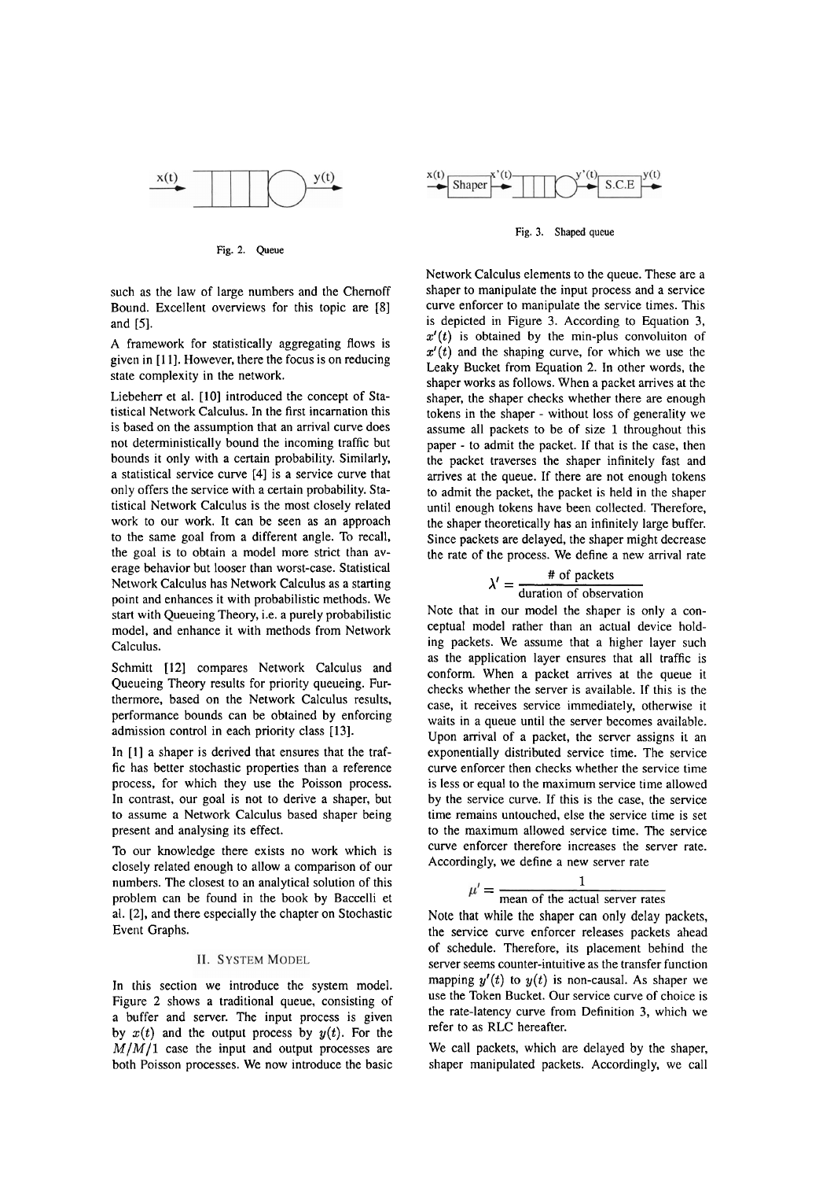x(t)

y(t)

Fig. 2. Queue

such as the law of large numbers and the Chernoff Bound. Excellent overviews for this topic are [8] and [5].

A framework for statistically aggregating flows is given in [11]. However, there the focus is on reducing state complexity in the network.

Liebeherr et al. [10] introduced the concept of Statistical Network Calculus. In the first incarnation this is based on the assumption that an arrival curve does not deterministically bound the incoming traffic but bounds it only with a certain probability. Similarly, a statistical service curve [4] is a service curve that only offers the service with a certain probability. Statistical Network Calculus is the most closely related work to our work. It can be seen as an approach to the same goal from a different angle. To recall, the goal is to obtain a model more strict than average behavior but looser than worst-case. Statistical Network Calculus has Network Calculus as a starting point and enhances it with probabilistic methods. We start with Queueing Theory, i.e. a purely probabilistic model, and enhance it with methods from Network Calculus.

Schmitt [12] compares Network Calculus and Queueing Theory results for priority queueing. Furthermore, based on the Network Calculus results, performance bounds can be obtained by enforcing admission control in each priority class [13].

In [1] a shaper is derived that ensures that the traffic has better stochastic properties than a reference process, for which they use the Poisson process. In contrast, our goal is not to derive a shaper, but to assume a Network Calculus based shaper being present and analysing its effect.

To our knowledge there exists no work which is closely related enough to allow a comparison of our numbers. The closest to an analytical solution of this problem can be found in the book by Baccelli et al. [2], and there especially the chapter on Stochastic Event Graphs.

## II. System Model

In this section we introduce the system model. Figure 2 shows a traditional queue, consisting of a buffer and server. The input process is given by $x(t)$ and the output process by $y(t)$. For the $M/M/1$ case the input and output processes are both Poisson processes. We now introduce the basic Network Calculus elements to the queue. These are a shaper to manipulate the input process and a service curve enforcer to manipulate the service times. This is depicted in Figure 3. According to Equation 3, $x'(t)$ is obtained by the min-plus convoluiton of $x'(t)$ and the shaping curve, for which we use the Leaky Bucket from Equation 2. In other words, the shaper works as follows. When a packet arrives at the shaper, the shaper checks whether there are enough tokens in the shaper - without loss of generality we assume all packets to be of size 1 throughout this paper - to admit the packet. If that is the case, then the packet traverses the shaper infinitely fast and arrives at the queue. If there are not enough tokens to admit the packet, the packet is held in the shaper until enough tokens have been collected. Therefore, the shaper theoretically has an infinitely large buffer. Since packets are delayed, the shaper might decrease the rate of the process. We define a new arrival rate

x(t) Shaper x'(t) y'(t) S.C.E y(t)

Fig. 3. Shaped queue

$$\lambda' = \frac{\text{\# of packets}}{\text{duration of observation}}$$

Note that in our model the shaper is only a conceptual model rather than an actual device holding packets. We assume that a higher layer such as the application layer ensures that all traffic is conform. When a packet arrives at the queue it checks whether the server is available. If this is the case, it receives service immediately, otherwise it waits in a queue until the server becomes available. Upon arrival of a packet, the server assigns it an exponentially distributed service time. The service curve enforcer then checks whether the service time is less or equal to the maximum service time allowed by the service curve. If this is the case, the service time remains untouched, else the service time is set to the maximum allowed service time. The service curve enforcer therefore increases the server rate. Accordingly, we define a new server rate

$$\mu' = \frac{1}{\text{mean of the actual server rates}}$$

Note that while the shaper can only delay packets, the service curve enforcer releases packets ahead of schedule. Therefore, its placement behind the server seems counter-intuitive as the transfer function mapping $y'(t)$ to $y(t)$ is non-causal. As shaper we use the Token Bucket. Our service curve of choice is the rate-latency curve from Definition 3, which we refer to as RLC hereafter.

We call packets, which are delayed by the shaper, shaper manipulated packets. Accordingly, we call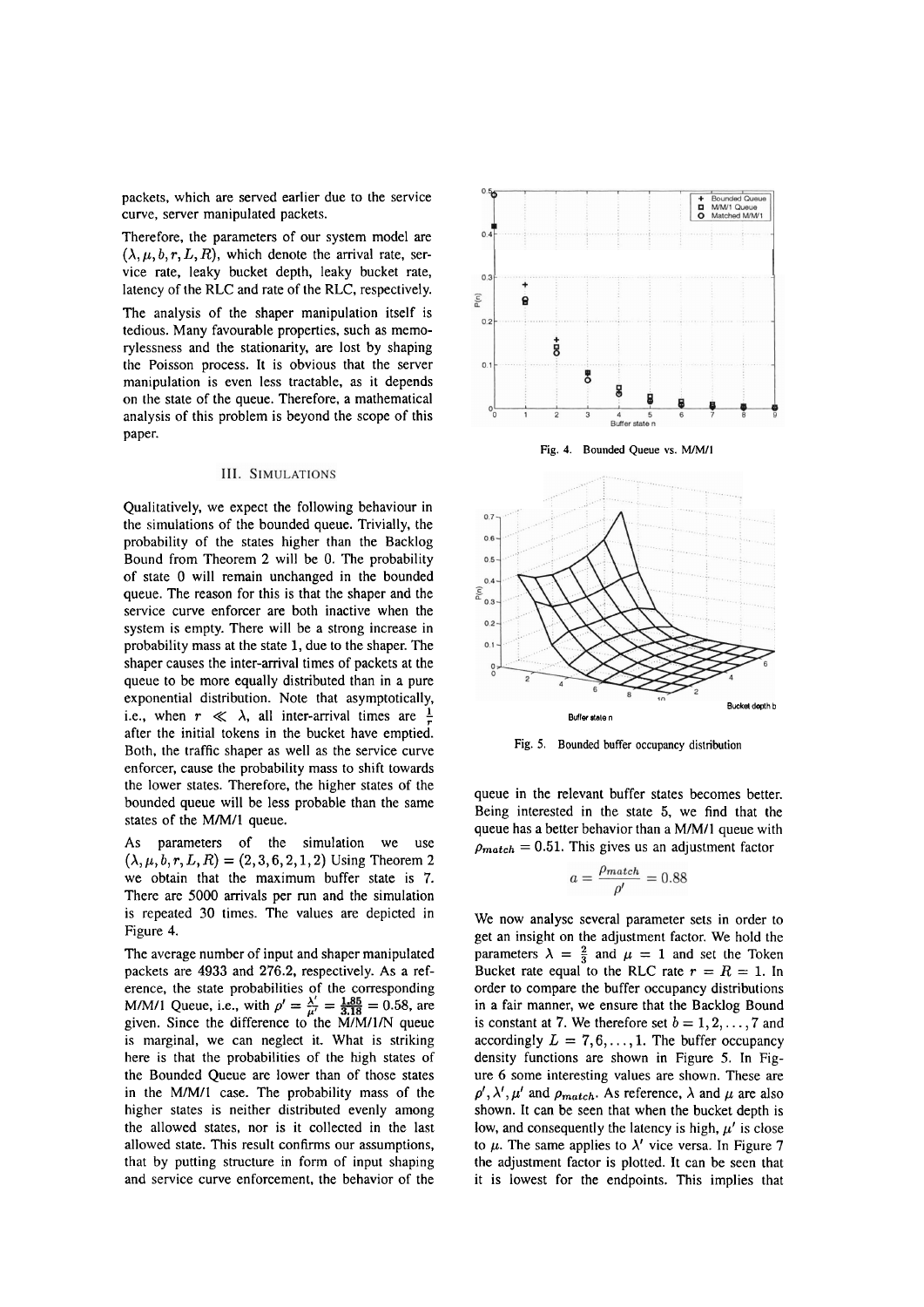packets, which are served earlier due to the service curve, server manipulated packets.

Therefore, the parameters of our system model are $(\lambda, \mu, b, r, L, R)$, which denote the arrival rate, service rate, leaky bucket depth, leaky bucket rate, latency of the RLC and rate of the RLC, respectively.

The analysis of the shaper manipulation itself is tedious. Many favourable properties, such as memorylessness and the stationarity, are lost by shaping the Poisson process. It is obvious that the server manipulation is even less tractable, as it depends on the state of the queue. Therefore, a mathematical analysis of this problem is beyond the scope of this paper.

## III. Simulations

Qualitatively, we expect the following behaviour in the simulations of the bounded queue. Trivially, the probability of the states higher than the Backlog Bound from Theorem 2 will be 0. The probability of state 0 will remain unchanged in the bounded queue. The reason for this is that the shaper and the service curve enforcer are both inactive when the system is empty. There will be a strong increase in probability mass at the state 1, due to the shaper. The shaper causes the inter-arrival times of packets at the queue to be more equally distributed than in a pure exponential distribution. Note that asymptotically, i.e., when $r \ll \lambda$, all inter-arrival times are $\frac{1}{r}$ after the initial tokens in the bucket have emptied. Both, the traffic shaper as well as the service curve enforcer, cause the probability mass to shift towards the lower states. Therefore, the higher states of the bounded queue will be less probable than the same states of the M/M/1 queue.

As parameters of the simulation we use $(\lambda, \mu, b, r, L, R) = (2, 3, 6, 2, 1, 2)$ Using Theorem 2 we obtain that the maximum buffer state is 7. There are 5000 arrivals per run and the simulation is repeated 30 times. The values are depicted in Figure 4.

The average number of input and shaper manipulated packets are 4933 and 276.2, respectively. As a reference, the state probabilities of the corresponding M/M/1 Queue, i.e., with $\rho' = \frac{\lambda'}{\mu'} = \frac{1.85}{3.18} = 0.58$, are given. Since the difference to the M/M/1/N queue is marginal, we can neglect it. What is striking here is that the probabilities of the high states of the Bounded Queue are lower than of those states in the M/M/1 case. The probability mass of the higher states is neither distributed evenly among the allowed states, nor is it collected in the last allowed state. This result confirms our assumptions, that by putting structure in form of input shaping and service curve enforcement, the behavior of the queue in the relevant buffer states becomes better. Being interested in the state 5, we find that the queue has a better behavior than a M/M/1 queue with $\rho_{match} = 0.51$. This gives us an adjustment factor

$$a = \frac{\rho_{match}}{\rho'} = 0.88$$

We now analyse several parameter sets in order to get an insight on the adjustment factor. We hold the parameters $\lambda = \frac{2}{3}$ and $\mu = 1$ and set the Token Bucket rate equal to the RLC rate $r = R = 1$. In order to compare the buffer occupancy distributions in a fair manner, we ensure that the Backlog Bound is constant at 7. We therefore set $b = 1, 2, \ldots, 7$ and accordingly $L = 7, 6, \ldots, 1$. The buffer occupancy density functions are shown in Figure 5. In Figure 6 some interesting values are shown. These are $\rho', \lambda', \mu'$ and $\rho_{match}$. As reference, $\lambda$ and $\mu$ are also shown. It can be seen that when the bucket depth is low, and consequently the latency is high, $\mu'$ is close to $\mu$. The same applies to $\lambda'$ vice versa. In Figure 7 the adjustment factor is plotted. It can be seen that it is lowest for the endpoints. This implies that

+ Bounded Queue
□ M/M/1 Queue
○ Matched M/M/1

P(n)

Buffer state n

Fig. 4. Bounded Queue vs. M/M/1

P(n)

Buffer state n

Bucket depth b

Fig. 5. Bounded buffer occupancy distribution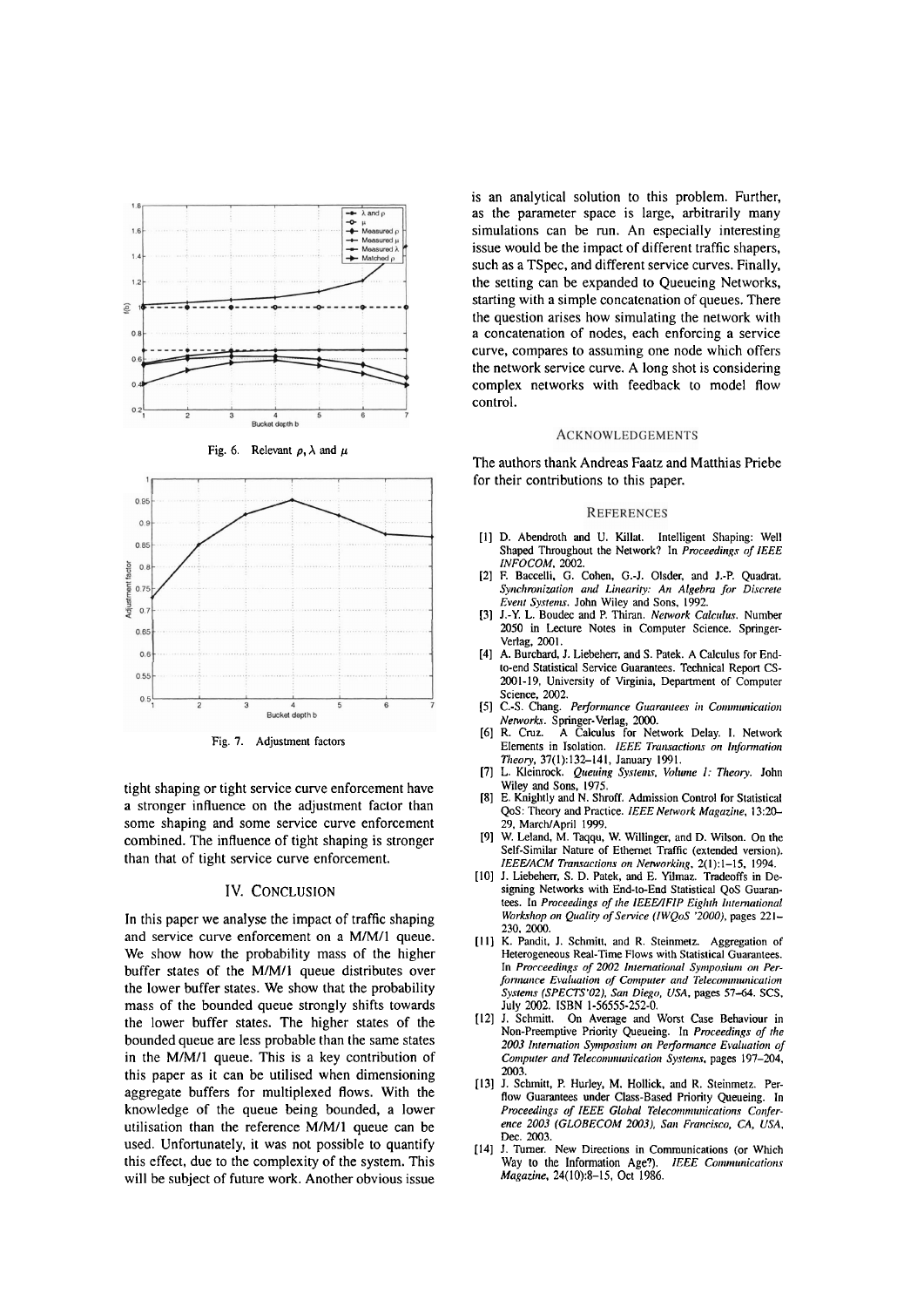1.6
1.4
1.2
1
0.8
0.6
0.4
0.2

f(b)

λ and ρ
μ
Measured ρ
Measured μ
Measured λ
Matched ρ

1 2 3 4 5 6 7
Bucket depth b

Fig. 6. Relevant $\rho, \lambda$ and $\mu$

1
0.95
0.9
0.85
0.8
0.75
0.7
0.65
0.6
0.55
0.5

Adjustment factor

1 2 3 4 5 6 7
Bucket depth b

Fig. 7. Adjustment factors

tight shaping or tight service curve enforcement have a stronger influence on the adjustment factor than some shaping and some service curve enforcement combined. The influence of tight shaping is stronger than that of tight service curve enforcement.

## IV. Conclusion

In this paper we analyse the impact of traffic shaping and service curve enforcement on a M/M/1 queue. We show how the probability mass of the higher buffer states of the M/M/1 queue distributes over the lower buffer states. We show that the probability mass of the bounded queue strongly shifts towards the lower buffer states. The higher states of the bounded queue are less probable than the same states in the M/M/1 queue. This is a key contribution of this paper as it can be utilised when dimensioning aggregate buffers for multiplexed flows. With the knowledge of the queue being bounded, a lower utilisation than the reference M/M/1 queue can be used. Unfortunately, it was not possible to quantify this effect, due to the complexity of the system. This will be subject of future work. Another obvious issue is an analytical solution to this problem. Further, as the parameter space is large, arbitrarily many simulations can be run. An especially interesting issue would be the impact of different traffic shapers, such as a TSpec, and different service curves. Finally, the setting can be expanded to Queueing Networks, starting with a simple concatenation of queues. There the question arises how simulating the network with a concatenation of nodes, each enforcing a service curve, compares to assuming one node which offers the network service curve. A long shot is considering complex networks with feedback to model flow control.

## Acknowledgements

The authors thank Andreas Faatz and Matthias Priebe for their contributions to this paper.

## References

[1] D. Abendroth and U. Killat. Intelligent Shaping: Well Shaped Throughout the Network? In *Proceedings of IEEE INFOCOM*, 2002.

[2] F. Baccelli, G. Cohen, G.-J. Olsder, and J.-P. Quadrat. *Synchronization and Linearity: An Algebra for Discrete Event Systems*. John Wiley and Sons, 1992.

[3] J.-Y. L. Boudec and P. Thiran. *Network Calculus*. Number 2050 in Lecture Notes in Computer Science. Springer-Verlag, 2001.

[4] A. Burchard, J. Liebeherr, and S. Patek. A Calculus for End-to-end Statistical Service Guarantees. Technical Report CS-2001-19, University of Virginia, Department of Computer Science, 2002.

[5] C.-S. Chang. *Performance Guarantees in Communication Networks*. Springer-Verlag, 2000.

[6] R. Cruz. A Calculus for Network Delay. I. Network Elements in Isolation. *IEEE Transactions on Information Theory*, 37(1):132–141, January 1991.

[7] L. Kleinrock. *Queuing Systems, Volume 1: Theory*. John Wiley and Sons, 1975.

[8] E. Knightly and N. Shroff. Admission Control for Statistical QoS: Theory and Practice. *IEEE Network Magazine*, 13:20–29, March/April 1999.

[9] W. Leland, M. Taqqu, W. Willinger, and D. Wilson. On the Self-Similar Nature of Ethernet Traffic (extended version). *IEEE/ACM Transactions on Networking*, 2(1):1–15, 1994.

[10] J. Liebeherr, S. D. Patek, and E. Yilmaz. Tradeoffs in Designing Networks with End-to-End Statistical QoS Guarantees. In *Proceedings of the IEEE/IFIP Eighth International Workshop on Quality of Service (IWQoS '2000)*, pages 221–230, 2000.

[11] K. Pandit, J. Schmitt, and R. Steinmetz. Aggregation of Heterogeneous Real-Time Flows with Statistical Guarantees. In *Procceedings of 2002 International Symposium on Performance Evaluation of Computer and Telecommunication Systems (SPECTS'02), San Diego, USA*, pages 57–64. SCS, July 2002. ISBN 1-56555-252-0.

[12] J. Schmitt. On Average and Worst Case Behaviour in Non-Preemptive Priority Queueing. In *Proceedings of the 2003 Internation Symposium on Performance Evaluation of Computer and Telecommunication Systems*, pages 197–204, 2003.

[13] J. Schmitt, P. Hurley, M. Hollick, and R. Steinmetz. Per-flow Guarantees under Class-Based Priority Queueing. In *Proceedings of IEEE Global Telecommunications Conference 2003 (GLOBECOM 2003), San Francisco, CA, USA*, Dec. 2003.

[14] J. Turner. New Directions in Communications (or Which Way to the Information Age?). *IEEE Communications Magazine*, 24(10):8–15, Oct 1986.